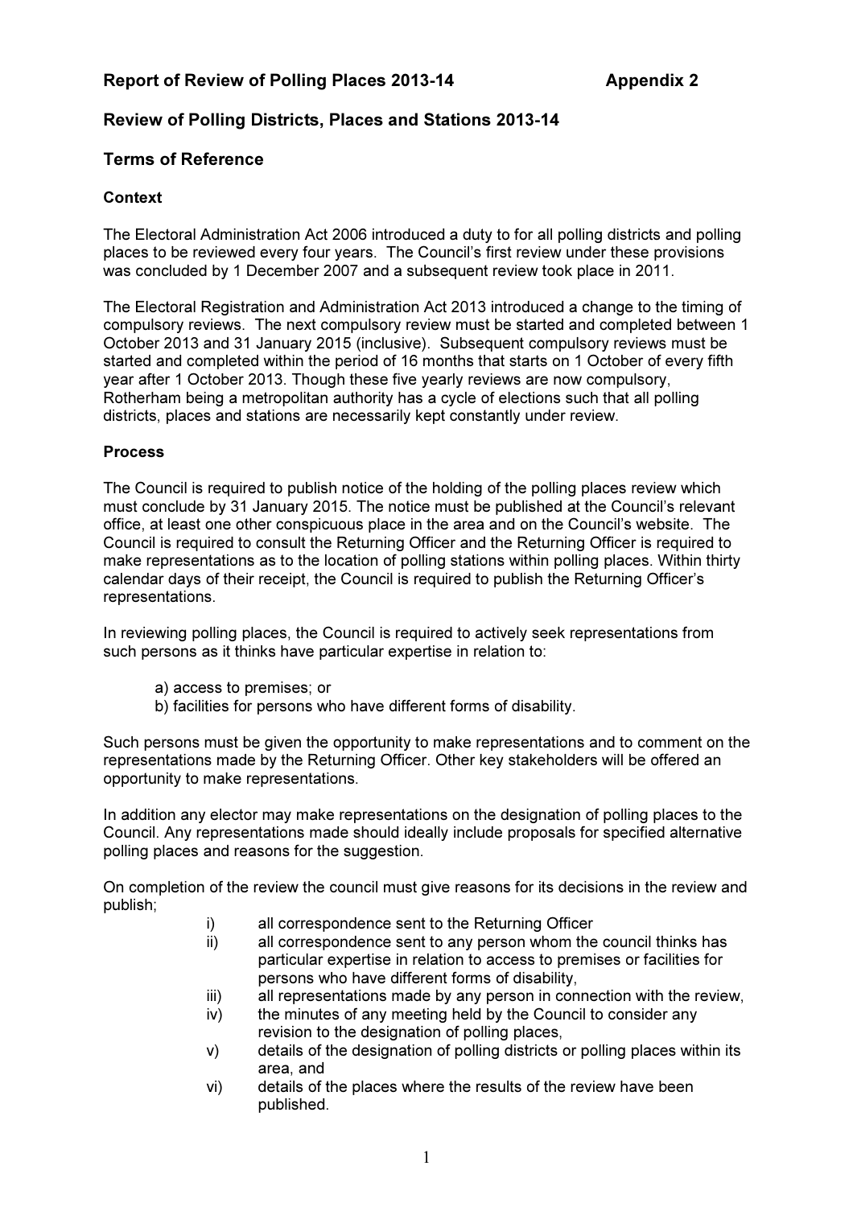**Report of Review of Polling Places 2013-14 Appendix 2**

## Review of Polling Districts, Places and Stations 2013-14

## Terms of Reference

### Context

The Electoral Administration Act 2006 introduced a duty to for all polling districts and polling places to be reviewed every four years. The Council's first review under these provisions was concluded by 1 December 2007 and a subsequent review took place in 2011.

The Electoral Registration and Administration Act 2013 introduced a change to the timing of compulsory reviews. The next compulsory review must be started and completed between 1 October 2013 and 31 January 2015 (inclusive). Subsequent compulsory reviews must be started and completed within the period of 16 months that starts on 1 October of every fifth year after 1 October 2013. Though these five yearly reviews are now compulsory, Rotherham being a metropolitan authority has a cycle of elections such that all polling districts, places and stations are necessarily kept constantly under review.

### Process

The Council is required to publish notice of the holding of the polling places review which must conclude by 31 January 2015. The notice must be published at the Council's relevant office, at least one other conspicuous place in the area and on the Council's website. The Council is required to consult the Returning Officer and the Returning Officer is required to make representations as to the location of polling stations within polling places. Within thirty calendar days of their receipt, the Council is required to publish the Returning Officer's representations.

In reviewing polling places, the Council is required to actively seek representations from such persons as it thinks have particular expertise in relation to:

a) access to premises; or
b) facilities for persons who have different forms of disability.

Such persons must be given the opportunity to make representations and to comment on the representations made by the Returning Officer. Other key stakeholders will be offered an opportunity to make representations.

In addition any elector may make representations on the designation of polling places to the Council. Any representations made should ideally include proposals for specified alternative polling places and reasons for the suggestion.

On completion of the review the council must give reasons for its decisions in the review and publish;

i) all correspondence sent to the Returning Officer
ii) all correspondence sent to any person whom the council thinks has particular expertise in relation to access to premises or facilities for persons who have different forms of disability,
iii) all representations made by any person in connection with the review,
iv) the minutes of any meeting held by the Council to consider any revision to the designation of polling places,
v) details of the designation of polling districts or polling places within its area, and
vi) details of the places where the results of the review have been published.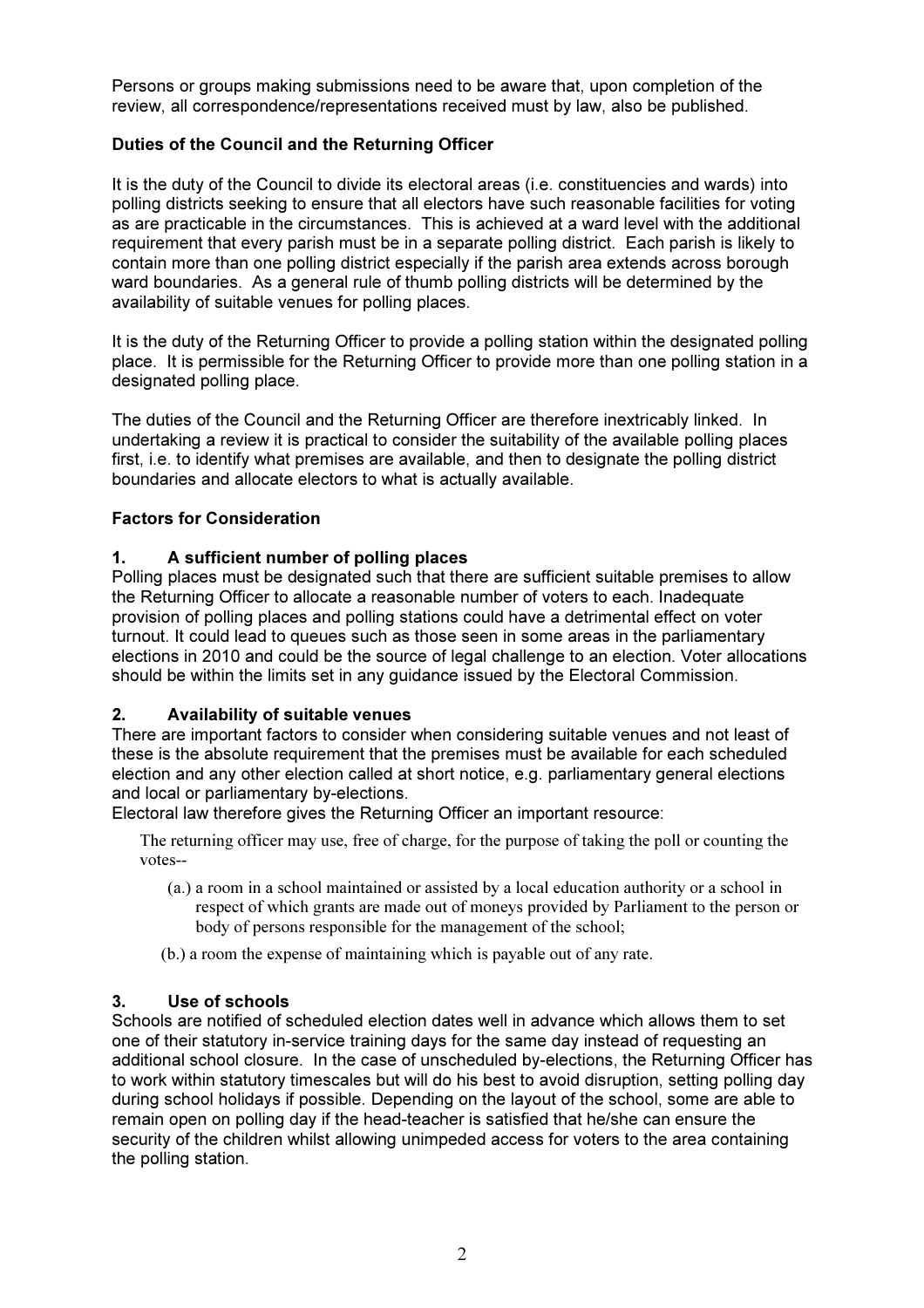Persons or groups making submissions need to be aware that, upon completion of the review, all correspondence/representations received must by law, also be published.

**Duties of the Council and the Returning Officer**

It is the duty of the Council to divide its electoral areas (i.e. constituencies and wards) into polling districts seeking to ensure that all electors have such reasonable facilities for voting as are practicable in the circumstances. This is achieved at a ward level with the additional requirement that every parish must be in a separate polling district. Each parish is likely to contain more than one polling district especially if the parish area extends across borough ward boundaries. As a general rule of thumb polling districts will be determined by the availability of suitable venues for polling places.

It is the duty of the Returning Officer to provide a polling station within the designated polling place. It is permissible for the Returning Officer to provide more than one polling station in a designated polling place.

The duties of the Council and the Returning Officer are therefore inextricably linked. In undertaking a review it is practical to consider the suitability of the available polling places first, i.e. to identify what premises are available, and then to designate the polling district boundaries and allocate electors to what is actually available.

**Factors for Consideration**

**1. A sufficient number of polling places**

Polling places must be designated such that there are sufficient suitable premises to allow the Returning Officer to allocate a reasonable number of voters to each. Inadequate provision of polling places and polling stations could have a detrimental effect on voter turnout. It could lead to queues such as those seen in some areas in the parliamentary elections in 2010 and could be the source of legal challenge to an election. Voter allocations should be within the limits set in any guidance issued by the Electoral Commission.

**2. Availability of suitable venues**

There are important factors to consider when considering suitable venues and not least of these is the absolute requirement that the premises must be available for each scheduled election and any other election called at short notice, e.g. parliamentary general elections and local or parliamentary by-elections.

Electoral law therefore gives the Returning Officer an important resource:

> The returning officer may use, free of charge, for the purpose of taking the poll or counting the votes--
>
> (a.) a room in a school maintained or assisted by a local education authority or a school in respect of which grants are made out of moneys provided by Parliament to the person or body of persons responsible for the management of the school;
>
> (b.) a room the expense of maintaining which is payable out of any rate.

**3. Use of schools**

Schools are notified of scheduled election dates well in advance which allows them to set one of their statutory in-service training days for the same day instead of requesting an additional school closure. In the case of unscheduled by-elections, the Returning Officer has to work within statutory timescales but will do his best to avoid disruption, setting polling day during school holidays if possible. Depending on the layout of the school, some are able to remain open on polling day if the head-teacher is satisfied that he/she can ensure the security of the children whilst allowing unimpeded access for voters to the area containing the polling station.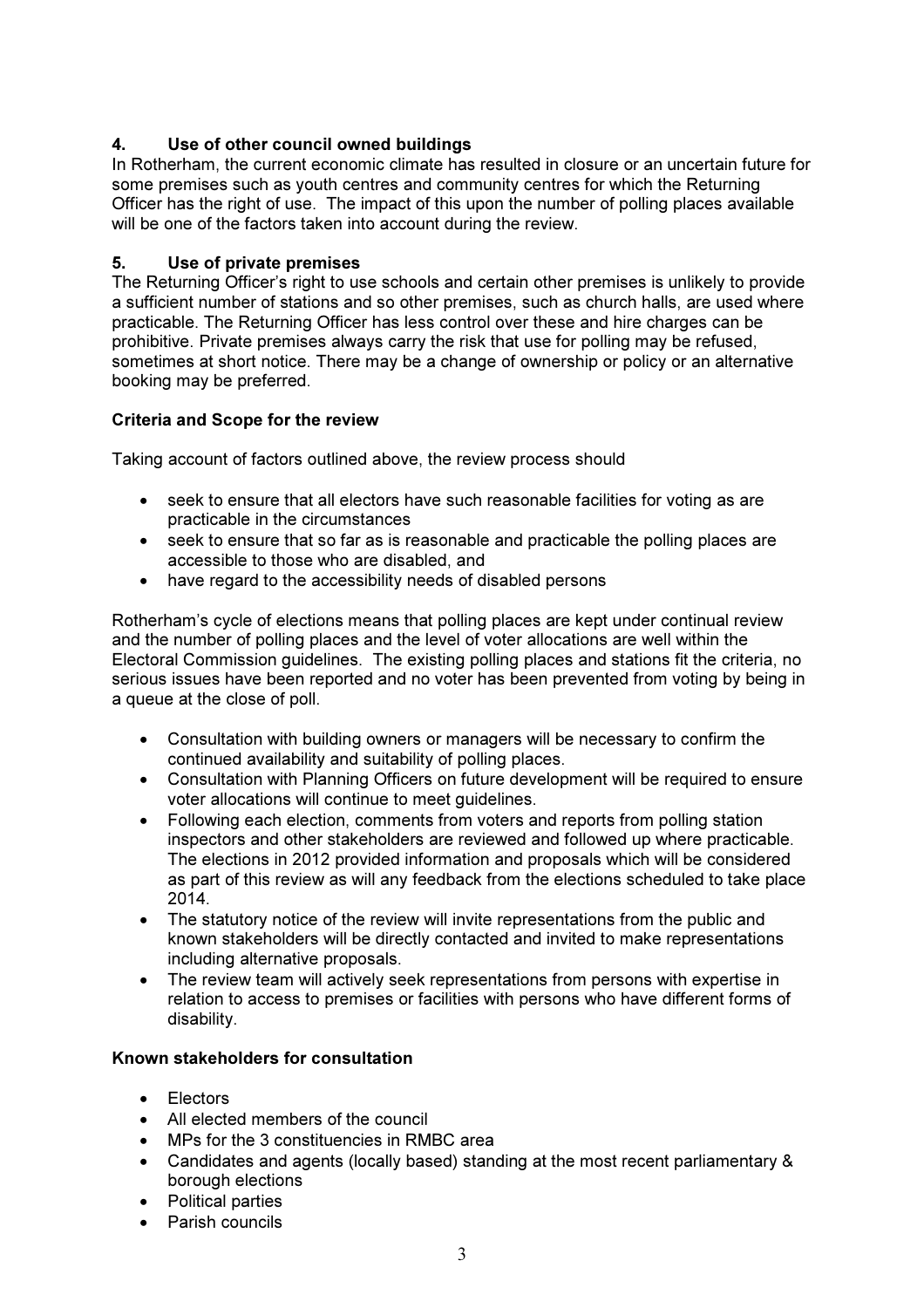## 4. Use of other council owned buildings

In Rotherham, the current economic climate has resulted in closure or an uncertain future for some premises such as youth centres and community centres for which the Returning Officer has the right of use. The impact of this upon the number of polling places available will be one of the factors taken into account during the review.

## 5. Use of private premises

The Returning Officer's right to use schools and certain other premises is unlikely to provide a sufficient number of stations and so other premises, such as church halls, are used where practicable. The Returning Officer has less control over these and hire charges can be prohibitive. Private premises always carry the risk that use for polling may be refused, sometimes at short notice. There may be a change of ownership or policy or an alternative booking may be preferred.

**Criteria and Scope for the review**

Taking account of factors outlined above, the review process should

- seek to ensure that all electors have such reasonable facilities for voting as are practicable in the circumstances
- seek to ensure that so far as is reasonable and practicable the polling places are accessible to those who are disabled, and
- have regard to the accessibility needs of disabled persons

Rotherham's cycle of elections means that polling places are kept under continual review and the number of polling places and the level of voter allocations are well within the Electoral Commission guidelines. The existing polling places and stations fit the criteria, no serious issues have been reported and no voter has been prevented from voting by being in a queue at the close of poll.

- Consultation with building owners or managers will be necessary to confirm the continued availability and suitability of polling places.
- Consultation with Planning Officers on future development will be required to ensure voter allocations will continue to meet guidelines.
- Following each election, comments from voters and reports from polling station inspectors and other stakeholders are reviewed and followed up where practicable. The elections in 2012 provided information and proposals which will be considered as part of this review as will any feedback from the elections scheduled to take place 2014.
- The statutory notice of the review will invite representations from the public and known stakeholders will be directly contacted and invited to make representations including alternative proposals.
- The review team will actively seek representations from persons with expertise in relation to access to premises or facilities with persons who have different forms of disability.

**Known stakeholders for consultation**

- Electors
- All elected members of the council
- MPs for the 3 constituencies in RMBC area
- Candidates and agents (locally based) standing at the most recent parliamentary & borough elections
- Political parties
- Parish councils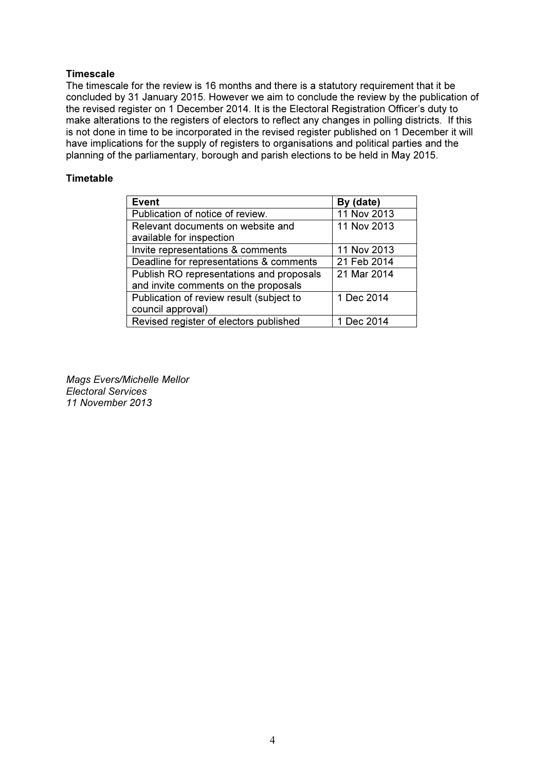**Timescale**

The timescale for the review is 16 months and there is a statutory requirement that it be concluded by 31 January 2015. However we aim to conclude the review by the publication of the revised register on 1 December 2014. It is the Electoral Registration Officer's duty to make alterations to the registers of electors to reflect any changes in polling districts. If this is not done in time to be incorporated in the revised register published on 1 December it will have implications for the supply of registers to organisations and political parties and the planning of the parliamentary, borough and parish elections to be held in May 2015.

**Timetable**

| Event | By (date) |
|---|---|
| Publication of notice of review. | 11 Nov 2013 |
| Relevant documents on website and available for inspection | 11 Nov 2013 |
| Invite representations & comments | 11 Nov 2013 |
| Deadline for representations & comments | 21 Feb 2014 |
| Publish RO representations and proposals and invite comments on the proposals | 21 Mar 2014 |
| Publication of review result (subject to council approval) | 1 Dec 2014 |
| Revised register of electors published | 1 Dec 2014 |

*Mags Evers/Michelle Mellor*
*Electoral Services*
*11 November 2013*